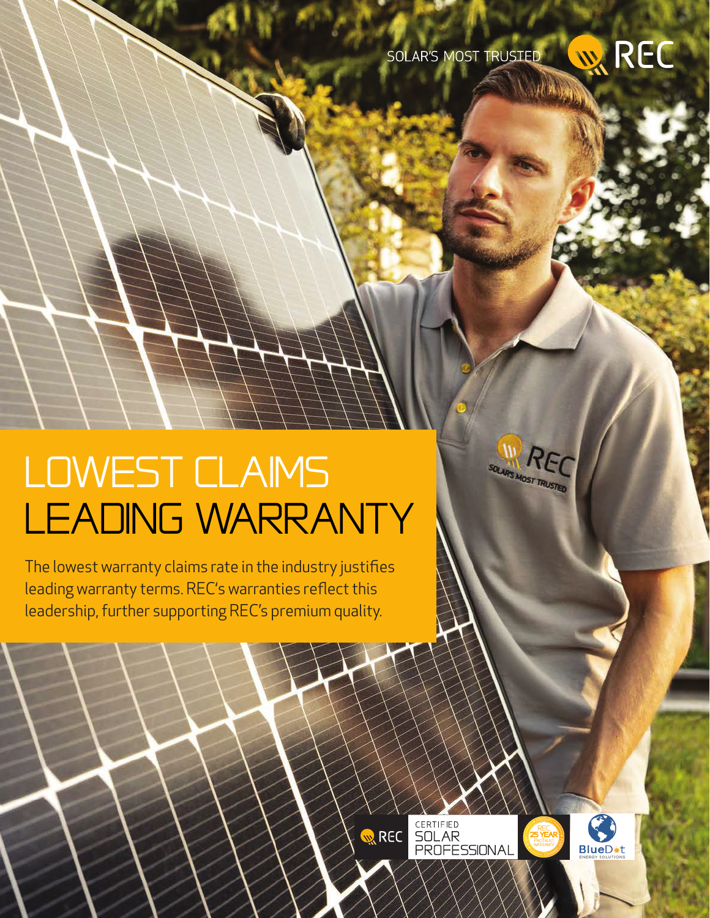SOLAR'S MOST TRUSTED

# LOWEST CLAIMS LEADING WARRANTY

The lowest warranty claims rate in the industry justifies leading warranty terms. REC's warranties reflect this leadership, further supporting REC's premium quality.

REC CERTIFIED SOLAR PROFESSIONAL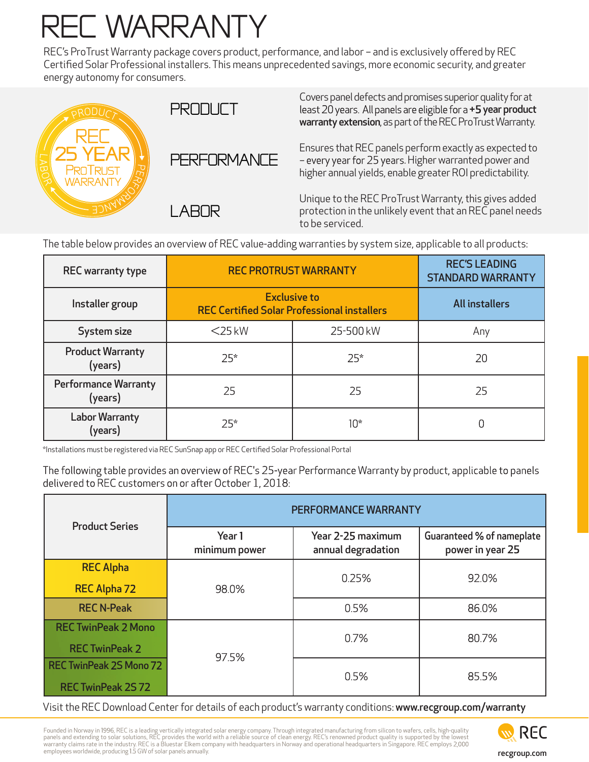# REC WARRANTY

REC's ProTrust Warranty package covers product, performance, and labor – and is exclusively offered by REC Certified Solar Professional installers. This means unprecedented savings, more economic security, and greater energy autonomy for consumers.

PRODUCT REC 25 YEAR PROTRUST WARRANTY PERFORMANCE LABOR

## PRODUCT

Covers panel defects and promises superior quality for at least 20 years. All panels are eligible for a **+5 year product warranty extension**, as part of the REC ProTrust Warranty.

## PERFORMANCE

Ensures that REC panels perform exactly as expected to – every year for 25 years. Higher warranted power and higher annual yields, enable greater ROI predictability.

## LABOR

Unique to the REC ProTrust Warranty, this gives added protection in the unlikely event that an REC panel needs to be serviced.

The table below provides an overview of REC value-adding warranties by system size, applicable to all products:

| REC warranty type | REC PROTRUST WARRANTY | | REC'S LEADING STANDARD WARRANTY |
|---|---|---|---|
| Installer group | Exclusive to REC Certified Solar Professional installers | | All installers |
| System size | <25 kW | 25-500 kW | Any |
| Product Warranty (years) | 25* | 25* | 20 |
| Performance Warranty (years) | 25 | 25 | 25 |
| Labor Warranty (years) | 25* | 10* | 0 |

*Installations must be registered via REC SunSnap app or REC Certified Solar Professional Portal

The following table provides an overview of REC's 25-year Performance Warranty by product, applicable to panels delivered to REC customers on or after October 1, 2018:

| Product Series | PERFORMANCE WARRANTY | | |
|---|---|---|---|
| | Year 1 minimum power | Year 2-25 maximum annual degradation | Guaranteed % of nameplate power in year 25 |
| REC Alpha<br>REC Alpha 72 | 98.0% | 0.25% | 92.0% |
| REC N-Peak | 98.0% | 0.5% | 86.0% |
| REC TwinPeak 2 Mono<br>REC TwinPeak 2 | 97.5% | 0.7% | 80.7% |
| REC TwinPeak 2S Mono 72<br>REC TwinPeak 2S 72 | 97.5% | 0.5% | 85.5% |

Visit the REC Download Center for details of each product's warranty conditions: **www.recgroup.com/warranty**

Founded in Norway in 1996, REC is a leading vertically integrated solar energy company. Through integrated manufacturing from silicon to wafers, cells, high-quality panels and extending to solar solutions, REC provides the world with a reliable source of clean energy. REC's renowned product quality is supported by the lowest warranty claims rate in the industry. REC is a Bluestar Elkem company with headquarters in Norway and operational headquarters in Singapore. REC employs 2,000 employees worldwide, producing 1.5 GW of solar panels annually.

REC

recgroup.com